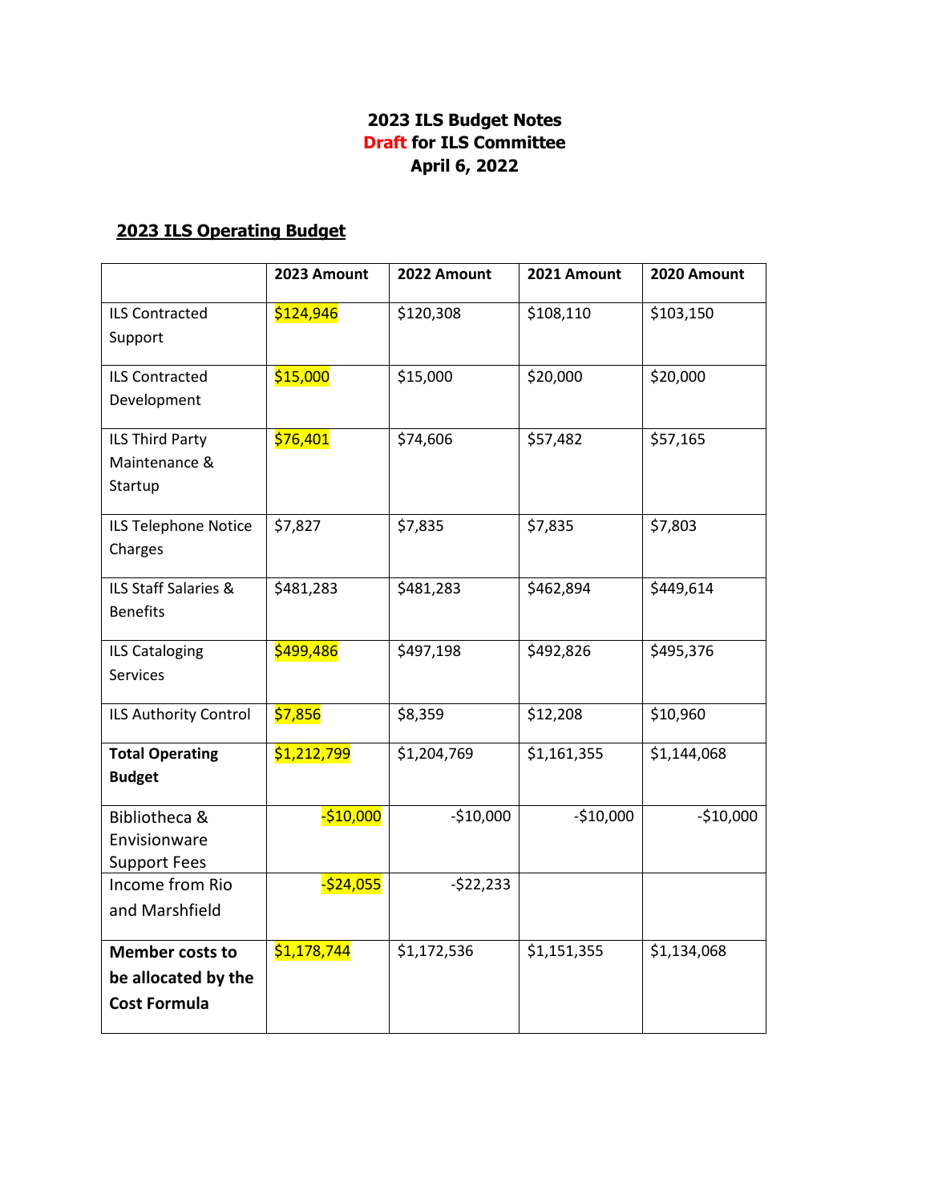**2023 ILS Budget Notes**
**Draft for ILS Committee**
**April 6, 2022**

## 2023 ILS Operating Budget

| | 2023 Amount | 2022 Amount | 2021 Amount | 2020 Amount |
|---|---|---|---|---|
| ILS Contracted Support | $124,946 | $120,308 | $108,110 | $103,150 |
| ILS Contracted Development | $15,000 | $15,000 | $20,000 | $20,000 |
| ILS Third Party Maintenance & Startup | $76,401 | $74,606 | $57,482 | $57,165 |
| ILS Telephone Notice Charges | $7,827 | $7,835 | $7,835 | $7,803 |
| ILS Staff Salaries & Benefits | $481,283 | $481,283 | $462,894 | $449,614 |
| ILS Cataloging Services | $499,486 | $497,198 | $492,826 | $495,376 |
| ILS Authority Control | $7,856 | $8,359 | $12,208 | $10,960 |
| **Total Operating Budget** | $1,212,799 | $1,204,769 | $1,161,355 | $1,144,068 |
| Bibliotheca & Envisionware Support Fees | -$10,000 | -$10,000 | -$10,000 | -$10,000 |
| Income from Rio and Marshfield | -$24,055 | -$22,233 | | |
| **Member costs to be allocated by the Cost Formula** | $1,178,744 | $1,172,536 | $1,151,355 | $1,134,068 |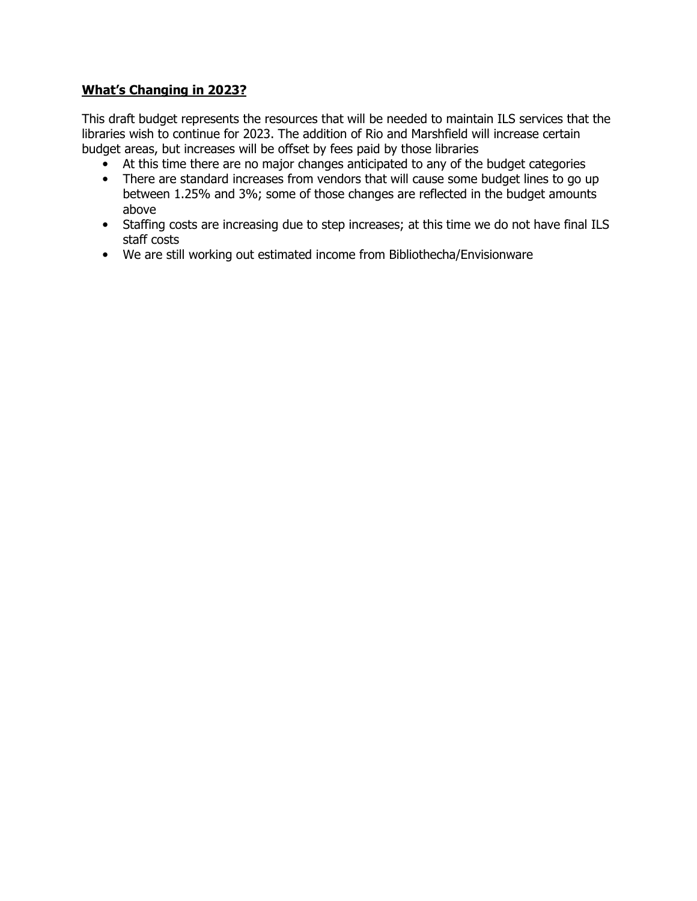## **What's Changing in 2023?**

This draft budget represents the resources that will be needed to maintain ILS services that the libraries wish to continue for 2023. The addition of Rio and Marshfield will increase certain budget areas, but increases will be offset by fees paid by those libraries

- At this time there are no major changes anticipated to any of the budget categories
- There are standard increases from vendors that will cause some budget lines to go up between 1.25% and 3%; some of those changes are reflected in the budget amounts above
- Staffing costs are increasing due to step increases; at this time we do not have final ILS staff costs
- We are still working out estimated income from Bibliothecha/Envisionware